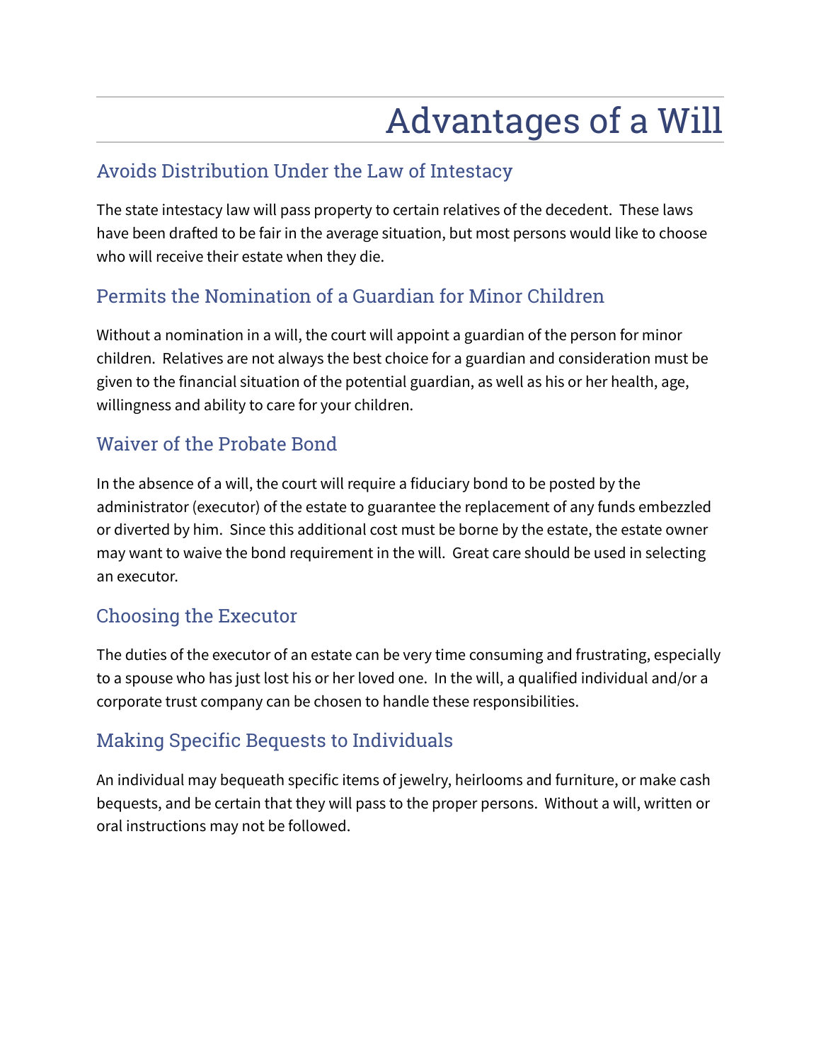# Advantages of a Will

## Avoids Distribution Under the Law of Intestacy

The state intestacy law will pass property to certain relatives of the decedent. These laws have been drafted to be fair in the average situation, but most persons would like to choose who will receive their estate when they die.

## Permits the Nomination of a Guardian for Minor Children

Without a nomination in a will, the court will appoint a guardian of the person for minor children. Relatives are not always the best choice for a guardian and consideration must be given to the financial situation of the potential guardian, as well as his or her health, age, willingness and ability to care for your children.

## Waiver of the Probate Bond

In the absence of a will, the court will require a fiduciary bond to be posted by the administrator (executor) of the estate to guarantee the replacement of any funds embezzled or diverted by him. Since this additional cost must be borne by the estate, the estate owner may want to waive the bond requirement in the will. Great care should be used in selecting an executor.

## Choosing the Executor

The duties of the executor of an estate can be very time consuming and frustrating, especially to a spouse who has just lost his or her loved one. In the will, a qualified individual and/or a corporate trust company can be chosen to handle these responsibilities.

## Making Specific Bequests to Individuals

An individual may bequeath specific items of jewelry, heirlooms and furniture, or make cash bequests, and be certain that they will pass to the proper persons. Without a will, written or oral instructions may not be followed.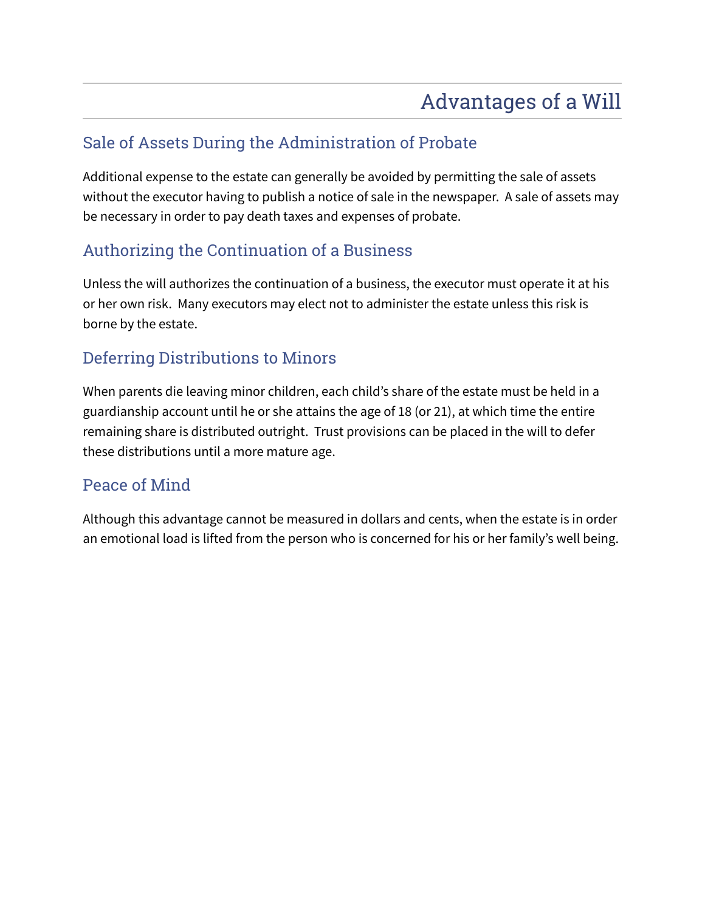# Advantages of a Will

## Sale of Assets During the Administration of Probate

Additional expense to the estate can generally be avoided by permitting the sale of assets without the executor having to publish a notice of sale in the newspaper. A sale of assets may be necessary in order to pay death taxes and expenses of probate.

## Authorizing the Continuation of a Business

Unless the will authorizes the continuation of a business, the executor must operate it at his or her own risk. Many executors may elect not to administer the estate unless this risk is borne by the estate.

## Deferring Distributions to Minors

When parents die leaving minor children, each child's share of the estate must be held in a guardianship account until he or she attains the age of 18 (or 21), at which time the entire remaining share is distributed outright. Trust provisions can be placed in the will to defer these distributions until a more mature age.

## Peace of Mind

Although this advantage cannot be measured in dollars and cents, when the estate is in order an emotional load is lifted from the person who is concerned for his or her family's well being.